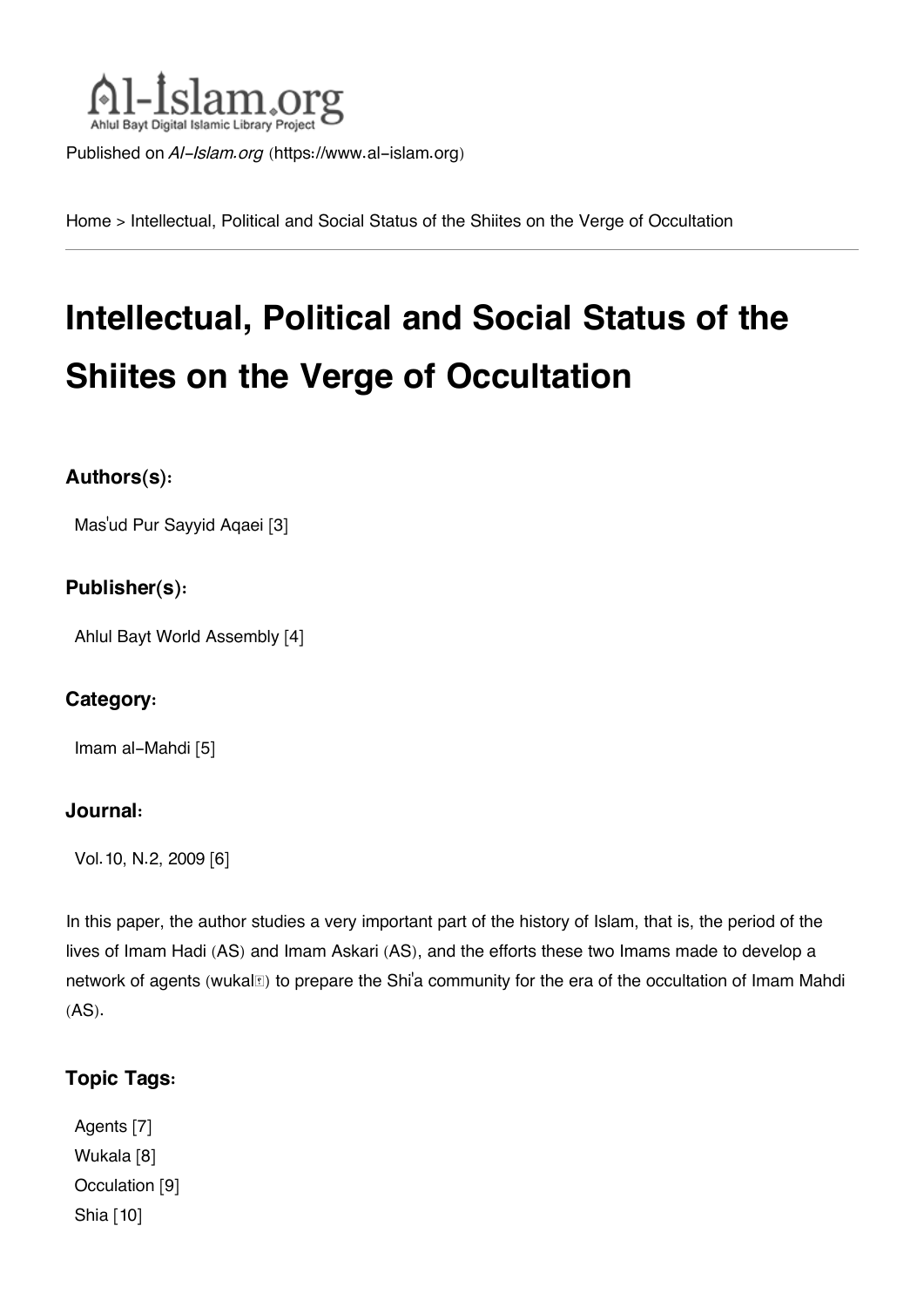Al-Islam.org
Ahlul Bayt Digital Islamic Library Project

Published on *Al-Islam.org* (https://www.al-islam.org)

Home > Intellectual, Political and Social Status of the Shiites on the Verge of Occultation

# Intellectual, Political and Social Status of the Shiites on the Verge of Occultation

### Authors(s):

Masʿud Pur Sayyid Aqaei [3]

### Publisher(s):

Ahlul Bayt World Assembly [4]

### Category:

Imam al-Mahdi [5]

### Journal:

Vol.10, N.2, 2009 [6]

In this paper, the author studies a very important part of the history of Islam, that is, the period of the lives of Imam Hadi (AS) and Imam Askari (AS), and the efforts these two Imams made to develop a network of agents (wukalā) to prepare the Shiʿa community for the era of the occultation of Imam Mahdi (AS).

### Topic Tags:

Agents [7]
Wukala [8]
Occulation [9]
Shia [10]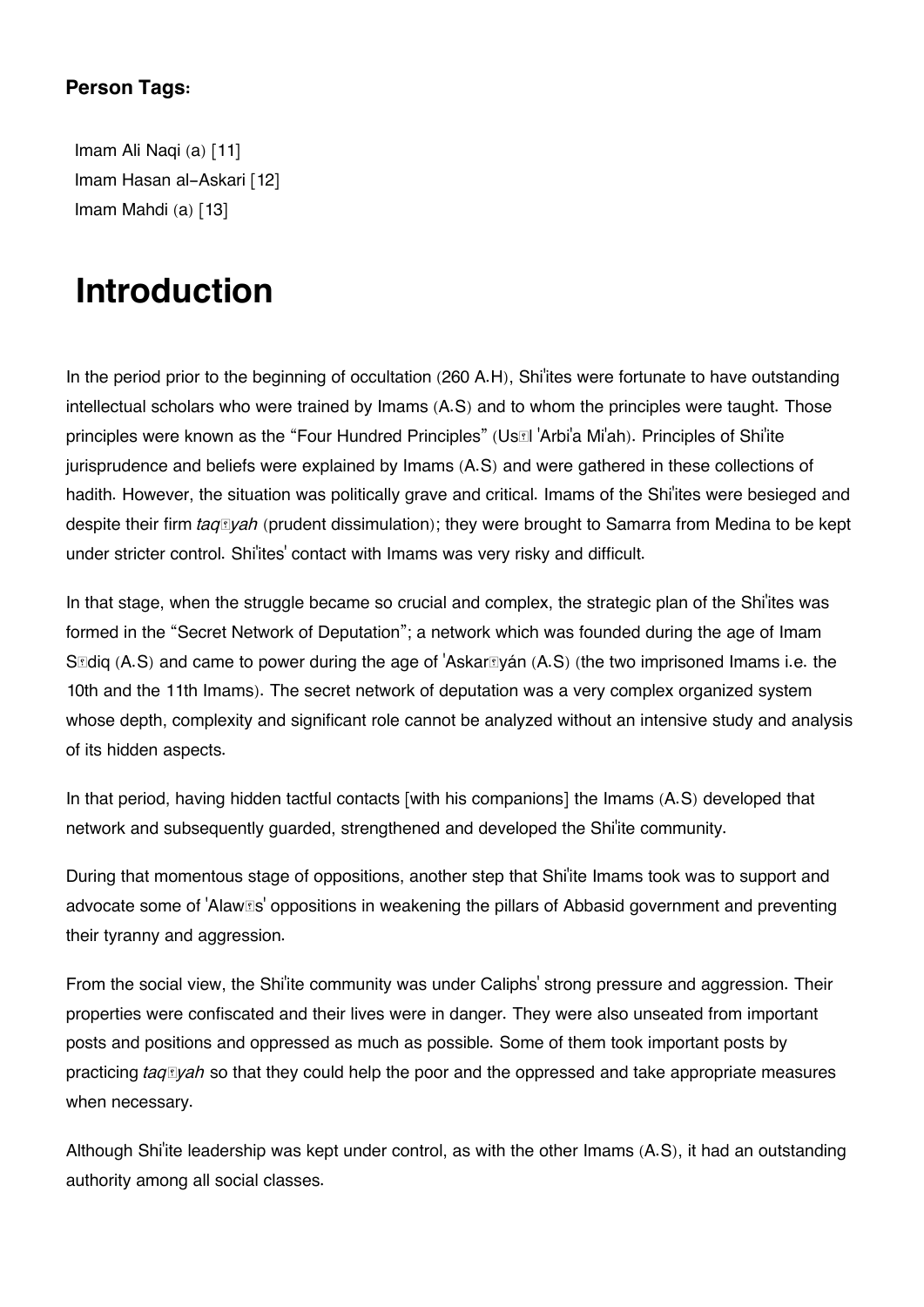**Person Tags:**

Imam Ali Naqi (a) [11]
Imam Hasan al-Askari [12]
Imam Mahdi (a) [13]

# Introduction

In the period prior to the beginning of occultation (260 A.H), Shi'ites were fortunate to have outstanding intellectual scholars who were trained by Imams (A.S) and to whom the principles were taught. Those principles were known as the "Four Hundred Principles" (Usūl 'Arbi'a Mi'ah). Principles of Shi'ite jurisprudence and beliefs were explained by Imams (A.S) and were gathered in these collections of hadith. However, the situation was politically grave and critical. Imams of the Shi'ites were besieged and despite their firm *taqīyah* (prudent dissimulation); they were brought to Samarra from Medina to be kept under stricter control. Shi'ites' contact with Imams was very risky and difficult.

In that stage, when the struggle became so crucial and complex, the strategic plan of the Shi'ites was formed in the "Secret Network of Deputation"; a network which was founded during the age of Imam Sādiq (A.S) and came to power during the age of 'Askarīyán (A.S) (the two imprisoned Imams i.e. the 10th and the 11th Imams). The secret network of deputation was a very complex organized system whose depth, complexity and significant role cannot be analyzed without an intensive study and analysis of its hidden aspects.

In that period, having hidden tactful contacts [with his companions] the Imams (A.S) developed that network and subsequently guarded, strengthened and developed the Shi'ite community.

During that momentous stage of oppositions, another step that Shi'ite Imams took was to support and advocate some of 'Alawīs' oppositions in weakening the pillars of Abbasid government and preventing their tyranny and aggression.

From the social view, the Shi'ite community was under Caliphs' strong pressure and aggression. Their properties were confiscated and their lives were in danger. They were also unseated from important posts and positions and oppressed as much as possible. Some of them took important posts by practicing *taqīyah* so that they could help the poor and the oppressed and take appropriate measures when necessary.

Although Shi'ite leadership was kept under control, as with the other Imams (A.S), it had an outstanding authority among all social classes.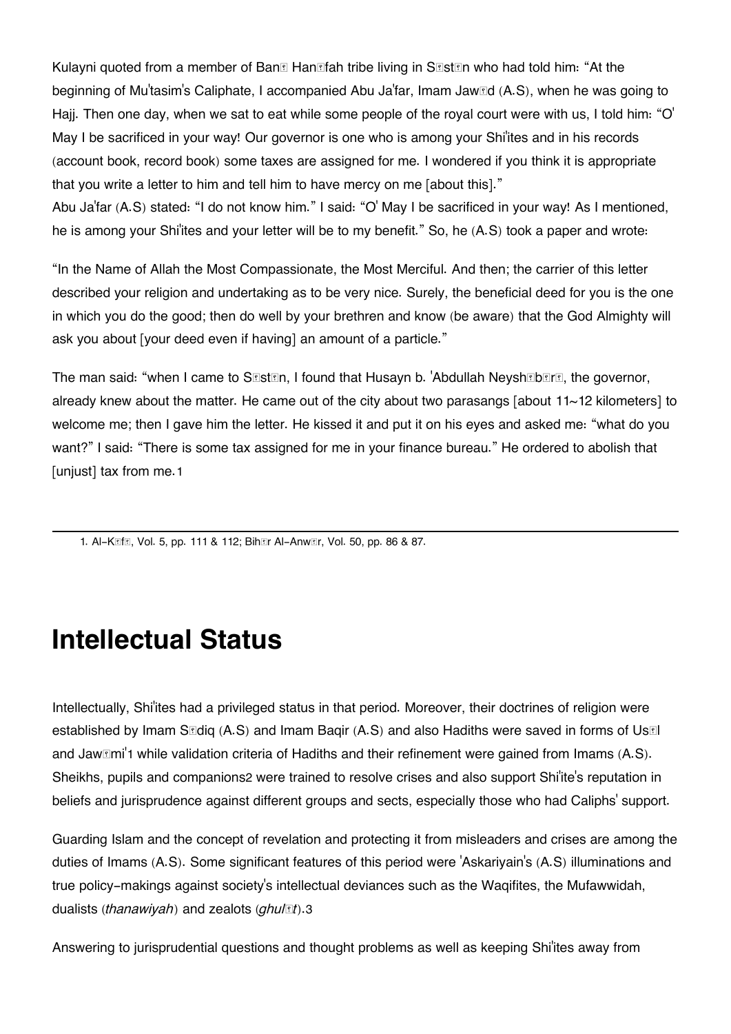Kulayni quoted from a member of Banī Hanīfah tribe living in Sīstān who had told him: "At the beginning of Mu'tasim's Caliphate, I accompanied Abu Ja'far, Imam Jawād (A.S), when he was going to Hajj. Then one day, when we sat to eat while some people of the royal court were with us, I told him: "O' May I be sacrificed in your way! Our governor is one who is among your Shi'ites and in his records (account book, record book) some taxes are assigned for me. I wondered if you think it is appropriate that you write a letter to him and tell him to have mercy on me [about this]."
Abu Ja'far (A.S) stated: "I do not know him." I said: "O' May I be sacrificed in your way! As I mentioned, he is among your Shi'ites and your letter will be to my benefit." So, he (A.S) took a paper and wrote:

"In the Name of Allah the Most Compassionate, the Most Merciful. And then; the carrier of this letter described your religion and undertaking as to be very nice. Surely, the beneficial deed for you is the one in which you do the good; then do well by your brethren and know (be aware) that the God Almighty will ask you about [your deed even if having] an amount of a particle."

The man said: "when I came to Sīstān, I found that Husayn b. 'Abdullah Neyshābūrī, the governor, already knew about the matter. He came out of the city about two parasangs [about 11~12 kilometers] to welcome me; then I gave him the letter. He kissed it and put it on his eyes and asked me: "what do you want?" I said: "There is some tax assigned for me in your finance bureau." He ordered to abolish that [unjust] tax from me.[1]

---

1. Al-Kāfī, Vol. 5, pp. 111 & 112; Bihār Al-Anwār, Vol. 50, pp. 86 & 87.

# Intellectual Status

Intellectually, Shi'ites had a privileged status in that period. Moreover, their doctrines of religion were established by Imam Sādiq (A.S) and Imam Baqir (A.S) and also Hadiths were saved in forms of Usūl and Jawāmi'[1] while validation criteria of Hadiths and their refinement were gained from Imams (A.S). Sheikhs, pupils and companions[2] were trained to resolve crises and also support Shi'ite's reputation in beliefs and jurisprudence against different groups and sects, especially those who had Caliphs' support.

Guarding Islam and the concept of revelation and protecting it from misleaders and crises are among the duties of Imams (A.S). Some significant features of this period were 'Askariyain's (A.S) illuminations and true policy-makings against society's intellectual deviances such as the Waqifites, the Mufawwidah, dualists (*thanawiyah*) and zealots (*ghulāt*).[3]

Answering to jurisprudential questions and thought problems as well as keeping Shi'ites away from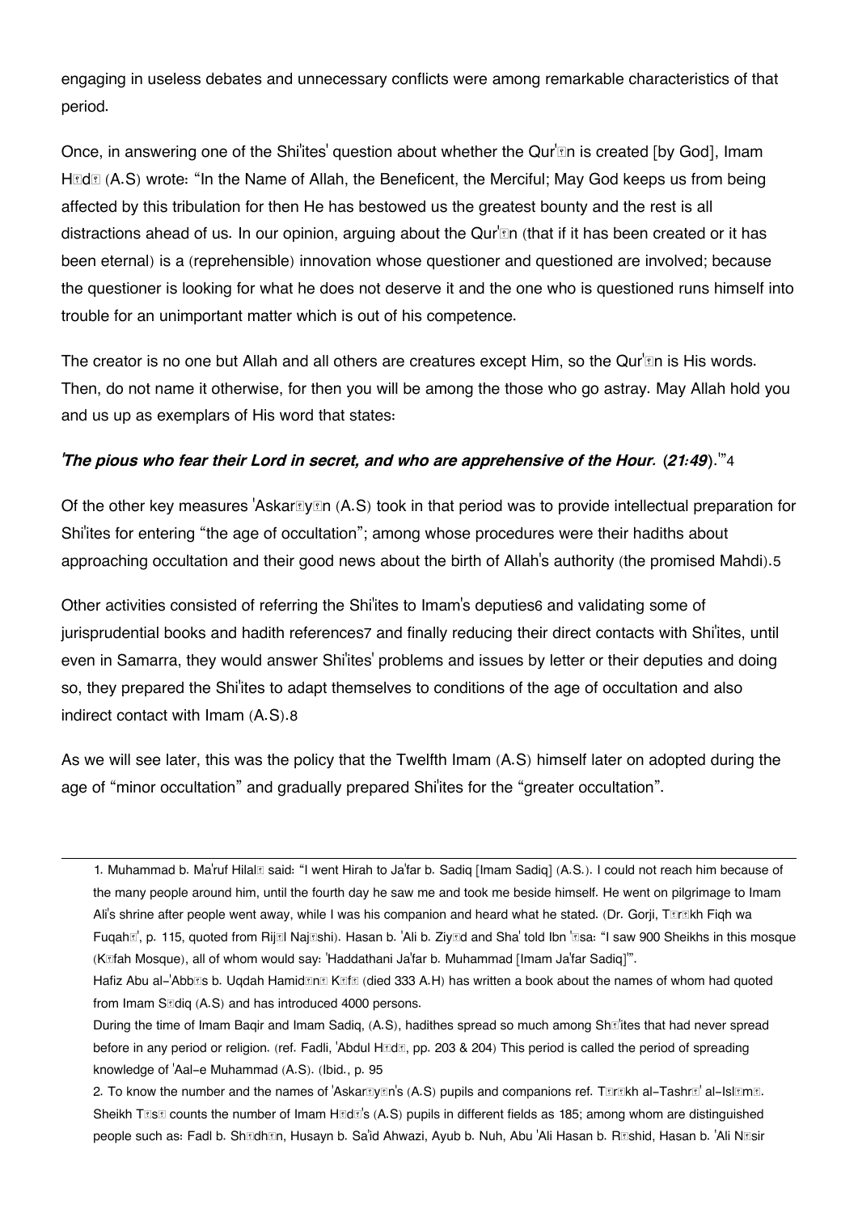engaging in useless debates and unnecessary conflicts were among remarkable characteristics of that period.

Once, in answering one of the Shi'ites' question about whether the Qur'ān is created [by God], Imam Hādī (A.S) wrote: "In the Name of Allah, the Beneficent, the Merciful; May God keeps us from being affected by this tribulation for then He has bestowed us the greatest bounty and the rest is all distractions ahead of us. In our opinion, arguing about the Qur'ān (that if it has been created or it has been eternal) is a (reprehensible) innovation whose questioner and questioned are involved; because the questioner is looking for what he does not deserve it and the one who is questioned runs himself into trouble for an unimportant matter which is out of his competence.

The creator is no one but Allah and all others are creatures except Him, so the Qur'ān is His words. Then, do not name it otherwise, for then you will be among the those who go astray. May Allah hold you and us up as exemplars of His word that states:

***'The pious who fear their Lord in secret, and who are apprehensive of the Hour. (21:49)**.'"*[4]

Of the other key measures 'Askarīyān (A.S) took in that period was to provide intellectual preparation for Shi'ites for entering "the age of occultation"; among whose procedures were their hadiths about approaching occultation and their good news about the birth of Allah's authority (the promised Mahdi).[5]

Other activities consisted of referring the Shi'ites to Imam's deputies[6] and validating some of jurisprudential books and hadith references[7] and finally reducing their direct contacts with Shi'ites, until even in Samarra, they would answer Shi'ites' problems and issues by letter or their deputies and doing so, they prepared the Shi'ites to adapt themselves to conditions of the age of occultation and also indirect contact with Imam (A.S).[8]

As we will see later, this was the policy that the Twelfth Imam (A.S) himself later on adopted during the age of "minor occultation" and gradually prepared Shi'ites for the "greater occultation".

---

1. Muhammad b. Ma'ruf Hilalī said: "I went Hirah to Ja'far b. Sadiq [Imam Sadiq] (A.S.). I could not reach him because of the many people around him, until the fourth day he saw me and took me beside himself. He went on pilgrimage to Imam Ali's shrine after people went away, while I was his companion and heard what he stated. (Dr. Gorji, Tārīkh Fiqh wa Fuqahā', p. 115, quoted from Rijāl Najāshi). Hasan b. 'Ali b. Ziyād and Sha' told Ibn 'Īsa: "I saw 900 Sheikhs in this mosque (Kūfah Mosque), all of whom would say: 'Haddathani Ja'far b. Muhammad [Imam Ja'far Sadiq]'".

Hafiz Abu al-'Abbās b. Uqdah Hamidānī Kūfī (died 333 A.H) has written a book about the names of whom had quoted from Imam Sādiq (A.S) and has introduced 4000 persons.

During the time of Imam Baqir and Imam Sadiq, (A.S), hadithes spread so much among Shī'ites that had never spread before in any period or religion. (ref. Fadli, 'Abdul Hādī, pp. 203 & 204) This period is called the period of spreading knowledge of 'Aal-e Muhammad (A.S). (Ibid., p. 95

2. To know the number and the names of 'Askarīyān's (A.S) pupils and companions ref. Tārīkh al-Tashrī' al-Islāmī. Sheikh Tūsī counts the number of Imam Hādī's (A.S) pupils in different fields as 185; among whom are distinguished people such as: Fadl b. Shādhān, Husayn b. Sa'id Ahwazi, Ayub b. Nuh, Abu 'Ali Hasan b. Rāshid, Hasan b. 'Ali Nāsir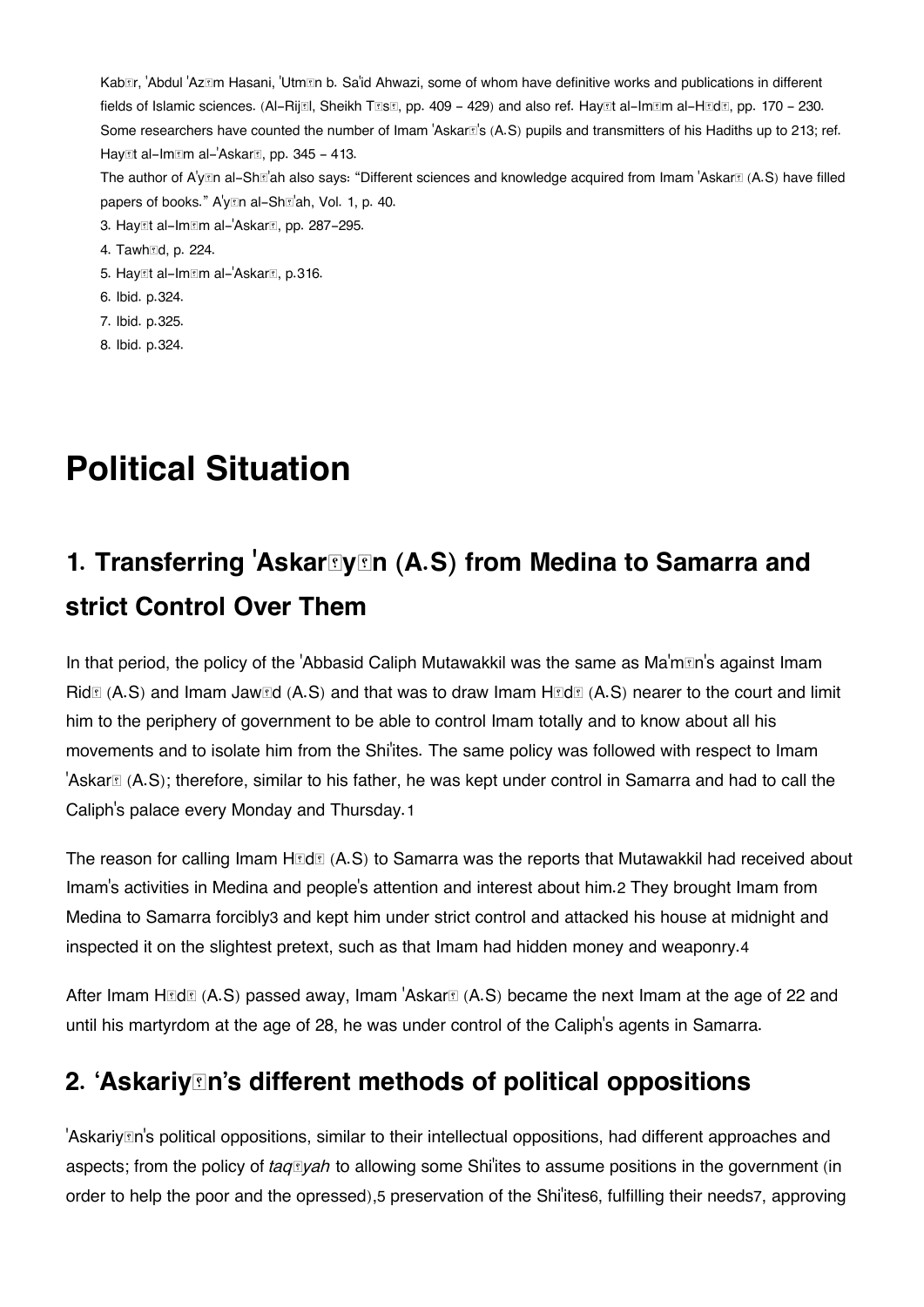Kabīr, 'Abdul 'Azīm Hasani, 'Utmān b. Sa'id Ahwazi, some of whom have definitive works and publications in different fields of Islamic sciences. (Al-Rijāl, Sheikh Tūsī, pp. 409 - 429) and also ref. Hayāt al-Imām al-Hādī, pp. 170 - 230. Some researchers have counted the number of Imam 'Askarī's (A.S) pupils and transmitters of his Hadiths up to 213; ref. Hayāt al-Imām al-'Askarī, pp. 345 - 413.

The author of A'yān al-Shī'ah also says: "Different sciences and knowledge acquired from Imam 'Askarī (A.S) have filled papers of books." A'yān al-Shī'ah, Vol. 1, p. 40.

3. Hayāt al-Imām al-'Askarī, pp. 287-295.
4. Tawhīd, p. 224.
5. Hayāt al-Imām al-'Askarī, p.316.
6. Ibid. p.324.
7. Ibid. p.325.
8. Ibid. p.324.

# Political Situation

## 1. Transferring 'Askarīyān (A.S) from Medina to Samarra and strict Control Over Them

In that period, the policy of the 'Abbasid Caliph Mutawakkil was the same as Ma'mūn's against Imam Ridā (A.S) and Imam Jawād (A.S) and that was to draw Imam Hādī (A.S) nearer to the court and limit him to the periphery of government to be able to control Imam totally and to know about all his movements and to isolate him from the Shi'ites. The same policy was followed with respect to Imam 'Askarī (A.S); therefore, similar to his father, he was kept under control in Samarra and had to call the Caliph's palace every Monday and Thursday.1

The reason for calling Imam Hādī (A.S) to Samarra was the reports that Mutawakkil had received about Imam's activities in Medina and people's attention and interest about him.2 They brought Imam from Medina to Samarra forcibly3 and kept him under strict control and attacked his house at midnight and inspected it on the slightest pretext, such as that Imam had hidden money and weaponry.4

After Imam Hādī (A.S) passed away, Imam 'Askarī (A.S) became the next Imam at the age of 22 and until his martyrdom at the age of 28, he was under control of the Caliph's agents in Samarra.

## 2. 'Askariyān's different methods of political oppositions

'Askariyān's political oppositions, similar to their intellectual oppositions, had different approaches and aspects; from the policy of *taqīyah* to allowing some Shi'ites to assume positions in the government (in order to help the poor and the opressed),5 preservation of the Shi'ites6, fulfilling their needs7, approving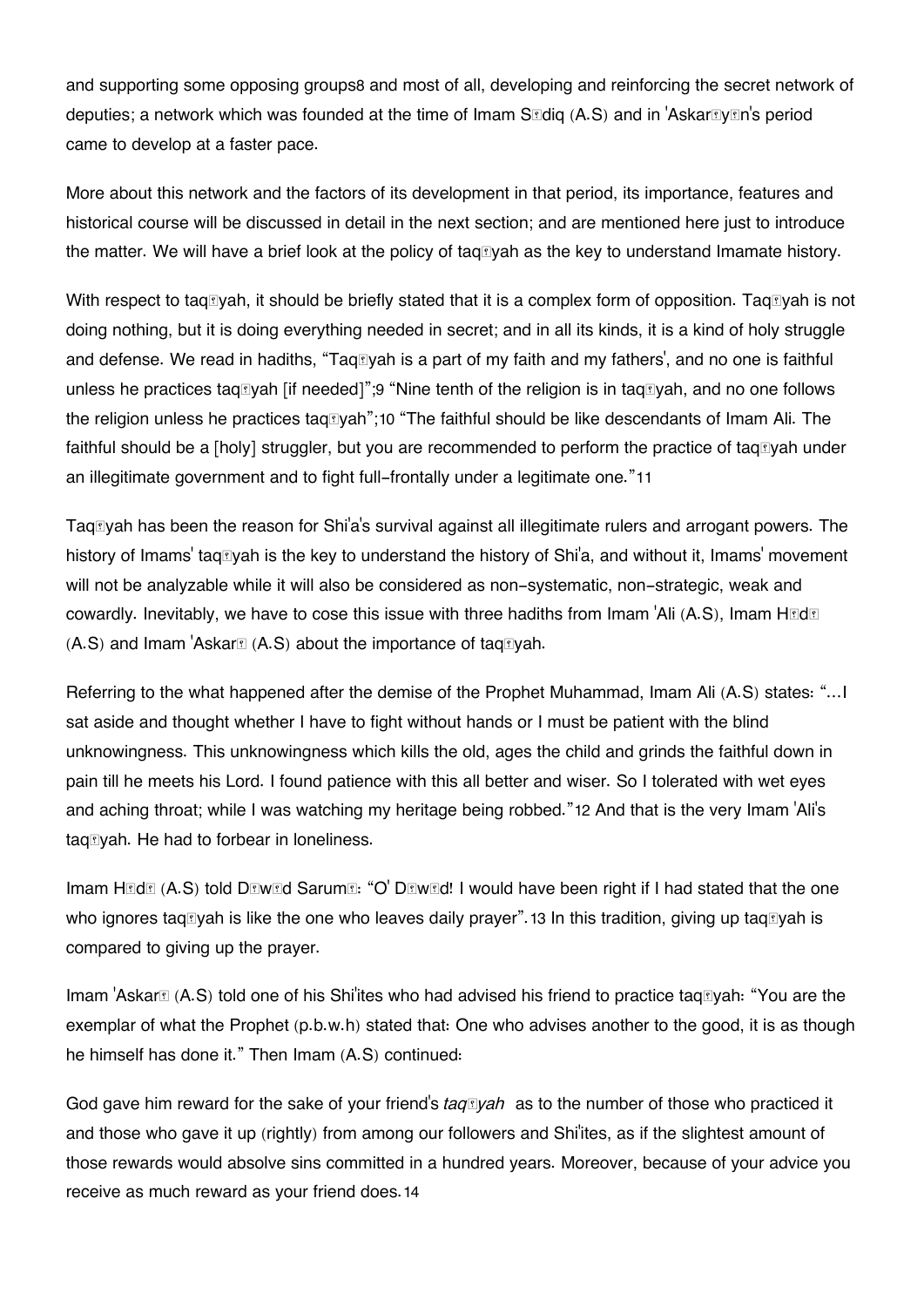and supporting some opposing groups[8] and most of all, developing and reinforcing the secret network of deputies; a network which was founded at the time of Imam Sādiq (A.S) and in 'Askarīyīn's period came to develop at a faster pace.

More about this network and the factors of its development in that period, its importance, features and historical course will be discussed in detail in the next section; and are mentioned here just to introduce the matter. We will have a brief look at the policy of taqīyah as the key to understand Imamate history.

With respect to taqīyah, it should be briefly stated that it is a complex form of opposition. Taqīyah is not doing nothing, but it is doing everything needed in secret; and in all its kinds, it is a kind of holy struggle and defense. We read in hadiths, "Taqīyah is a part of my faith and my fathers', and no one is faithful unless he practices taqīyah [if needed]";[9] "Nine tenth of the religion is in taqīyah, and no one follows the religion unless he practices taqīyah";[10] "The faithful should be like descendants of Imam Ali. The faithful should be a [holy] struggler, but you are recommended to perform the practice of taqīyah under an illegitimate government and to fight full-frontally under a legitimate one."[11]

Taqīyah has been the reason for Shi'a's survival against all illegitimate rulers and arrogant powers. The history of Imams' taqīyah is the key to understand the history of Shi'a, and without it, Imams' movement will not be analyzable while it will also be considered as non-systematic, non-strategic, weak and cowardly. Inevitably, we have to cose this issue with three hadiths from Imam 'Ali (A.S), Imam Hādī (A.S) and Imam 'Askarī (A.S) about the importance of taqīyah.

Referring to the what happened after the demise of the Prophet Muhammad, Imam Ali (A.S) states: "...I sat aside and thought whether I have to fight without hands or I must be patient with the blind unknowingness. This unknowingness which kills the old, ages the child and grinds the faithful down in pain till he meets his Lord. I found patience with this all better and wiser. So I tolerated with wet eyes and aching throat; while I was watching my heritage being robbed."[12] And that is the very Imam 'Ali's taqīyah. He had to forbear in loneliness.

Imam Hādī (A.S) told Dāwūd Sarumī: "O' Dāwūd! I would have been right if I had stated that the one who ignores taqīyah is like the one who leaves daily prayer".[13] In this tradition, giving up taqīyah is compared to giving up the prayer.

Imam 'Askarī (A.S) told one of his Shi'ites who had advised his friend to practice taqīyah: "You are the exemplar of what the Prophet (p.b.w.h) stated that: One who advises another to the good, it is as though he himself has done it." Then Imam (A.S) continued:

God gave him reward for the sake of your friend's *taqīyah* as to the number of those who practiced it and those who gave it up (rightly) from among our followers and Shi'ites, as if the slightest amount of those rewards would absolve sins committed in a hundred years. Moreover, because of your advice you receive as much reward as your friend does.[14]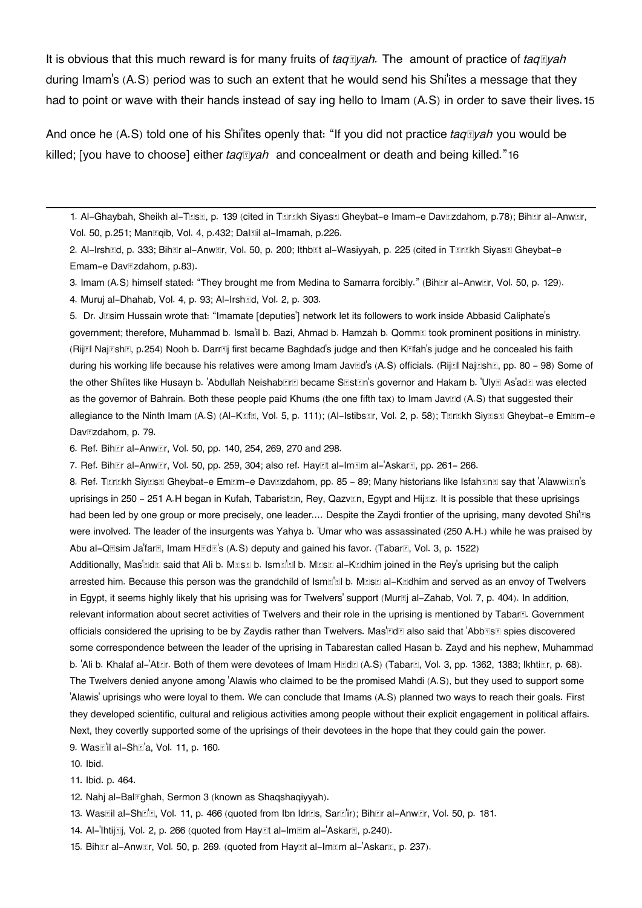It is obvious that this much reward is for many fruits of *taq�yah.* The amount of practice of *taq�yah* during Imam's (A.S) period was to such an extent that he would send his Shi'ites a message that they had to point or wave with their hands instead of say ing hello to Imam (A.S) in order to save their lives.15

And once he (A.S) told one of his Shi'ites openly that: "If you did not practice *taq�yah* you would be killed; [you have to choose] either *taq�yah* and concealment or death and being killed."16

---

1. Al-Ghaybah, Sheikh al-T�s�, p. 139 (cited in T�r�kh Siyas� Gheybat-e Imam-e Dav�zdahom, p.78); Bih�r al-Anw�r, Vol. 50, p.251; Man�qib, Vol. 4, p.432; Dal�il al-Imamah, p.226.
2. Al-Irsh�d, p. 333; Bih�r al-Anw�r, Vol. 50, p. 200; Ithb�t al-Wasiyyah, p. 225 (cited in T�r�kh Siyas� Gheybat-e Emam-e Dav�zdahom, p.83).
3. Imam (A.S) himself stated: "They brought me from Medina to Samarra forcibly." (Bih�r al-Anw�r, Vol. 50, p. 129).
4. Muruj al-Dhahab, Vol. 4, p. 93; Al-Irsh�d, Vol. 2, p. 303.
5. Dr. J�sim Hussain wrote that: "Imamate [deputies'] network let its followers to work inside Abbasid Caliphate's government; therefore, Muhammad b. Isma'il b. Bazi, Ahmad b. Hamzah b. Qomm� took prominent positions in ministry. (Rij�l Naj�sh�, p.254) Nooh b. Darr�j first became Baghdad's judge and then K�fah's judge and he concealed his faith during his working life because his relatives were among Imam Jav�d's (A.S) officials. (Rij�l Naj�sh�, pp. 80 - 98) Some of the other Shi'ites like Husayn b. 'Abdullah Neishab�r� became S�st�n's governor and Hakam b. 'Uly� As'ad� was elected as the governor of Bahrain. Both these people paid Khums (the one fifth tax) to Imam Jav�d (A.S) that suggested their allegiance to the Ninth Imam (A.S) (Al-K�f�, Vol. 5, p. 111); (Al-Istibs�r, Vol. 2, p. 58); T�r�kh Siy�s� Gheybat-e Em�m-e Dav�zdahom, p. 79.
6. Ref. Bih�r al-Anw�r, Vol. 50, pp. 140, 254, 269, 270 and 298.
7. Ref. Bih�r al-Anw�r, Vol. 50, pp. 259, 304; also ref. Hay�t al-Im�m al-'Askar�, pp. 261- 266.
8. Ref. T�r�kh Siy�s� Gheybat-e Em�m-e Dav�zdahom, pp. 85 - 89; Many historians like Isfah�n� say that 'Alawwi�n's uprisings in 250 - 251 A.H began in Kufah, Tabarist�n, Rey, Qazv�n, Egypt and Hij�z. It is possible that these uprisings had been led by one group or more precisely, one leader.... Despite the Zaydi frontier of the uprising, many devoted Shi'�s were involved. The leader of the insurgents was Yahya b. 'Umar who was assassinated (250 A.H.) while he was praised by Abu al-Q�sim Ja'far�, Imam H�d�'s (A.S) deputy and gained his favor. (Tabar�, Vol. 3, p. 1522)
Additionally, Mas'�d� said that Ali b. M�s� b. Ism�'�l b. M�s� al-K�dhim joined in the Rey's uprising but the caliph arrested him. Because this person was the grandchild of Ism�'�l b. M�s� al-K�dhim and served as an envoy of Twelvers in Egypt, it seems highly likely that his uprising was for Twelvers' support (Mur�j al-Zahab, Vol. 7, p. 404). In addition, relevant information about secret activities of Twelvers and their role in the uprising is mentioned by Tabar�. Government officials considered the uprising to be by Zaydis rather than Twelvers. Mas'�d� also said that 'Abb�s� spies discovered some correspondence between the leader of the uprising in Tabarestan called Hasan b. Zayd and his nephew, Muhammad b. 'Ali b. Khalaf al-'At�r. Both of them were devotees of Imam H�d� (A.S) (Tabar�, Vol. 3, pp. 1362, 1383; Ikhti�r, p. 68). The Twelvers denied anyone among 'Alawis who claimed to be the promised Mahdi (A.S), but they used to support some 'Alawis' uprisings who were loyal to them. We can conclude that Imams (A.S) planned two ways to reach their goals. First they developed scientific, cultural and religious activities among people without their explicit engagement in political affairs. Next, they covertly supported some of the uprisings of their devotees in the hope that they could gain the power.
9. Was�'il al-Sh�'a, Vol. 11, p. 160.
10. Ibid.
11. Ibid. p. 464.
12. Nahj al-Bal�ghah, Sermon 3 (known as Shaqshaqiyyah).
13. Was�il al-Sh�'�, Vol. 11, p. 466 (quoted from Ibn Idr�s, Sar�'ir); Bih�r al-Anw�r, Vol. 50, p. 181.
14. Al-'Ihtij�j, Vol. 2, p. 266 (quoted from Hay�t al-Im�m al-'Askar�, p.240).
15. Bih�r al-Anw�r, Vol. 50, p. 269. (quoted from Hay�t al-Im�m al-'Askar�, p. 237).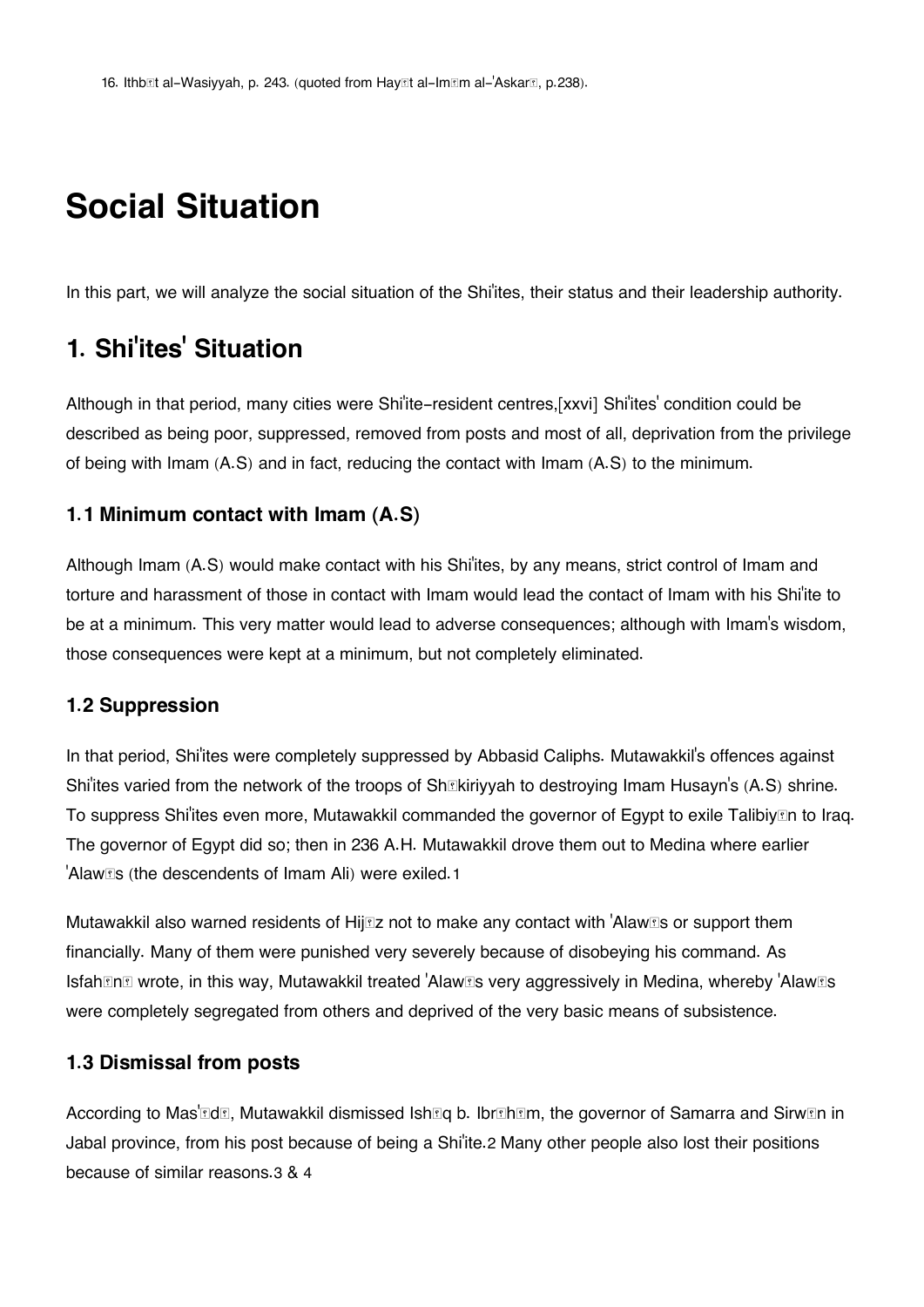16. Ithbāt al-Wasiyyah, p. 243. (quoted from Hayāt al-Imām al-'Askarī, p.238).

# Social Situation

In this part, we will analyze the social situation of the Shi'ites, their status and their leadership authority.

## 1. Shi'ites' Situation

Although in that period, many cities were Shi'ite-resident centres,[xxvi] Shi'ites' condition could be described as being poor, suppressed, removed from posts and most of all, deprivation from the privilege of being with Imam (A.S) and in fact, reducing the contact with Imam (A.S) to the minimum.

### 1.1 Minimum contact with Imam (A.S)

Although Imam (A.S) would make contact with his Shi'ites, by any means, strict control of Imam and torture and harassment of those in contact with Imam would lead the contact of Imam with his Shi'ite to be at a minimum. This very matter would lead to adverse consequences; although with Imam's wisdom, those consequences were kept at a minimum, but not completely eliminated.

### 1.2 Suppression

In that period, Shi'ites were completely suppressed by Abbasid Caliphs. Mutawakkil's offences against Shi'ites varied from the network of the troops of Shākiriyyah to destroying Imam Husayn's (A.S) shrine. To suppress Shi'ites even more, Mutawakkil commanded the governor of Egypt to exile Talibiyān to Iraq. The governor of Egypt did so; then in 236 A.H. Mutawakkil drove them out to Medina where earlier 'Alawīs (the descendents of Imam Ali) were exiled.1

Mutawakkil also warned residents of Hijāz not to make any contact with 'Alawīs or support them financially. Many of them were punished very severely because of disobeying his command. As Isfahānī wrote, in this way, Mutawakkil treated 'Alawīs very aggressively in Medina, whereby 'Alawīs were completely segregated from others and deprived of the very basic means of subsistence.

### 1.3 Dismissal from posts

According to Mas'ūdī, Mutawakkil dismissed Ishāq b. Ibrāhīm, the governor of Samarra and Sirwān in Jabal province, from his post because of being a Shi'ite.2 Many other people also lost their positions because of similar reasons.3 & 4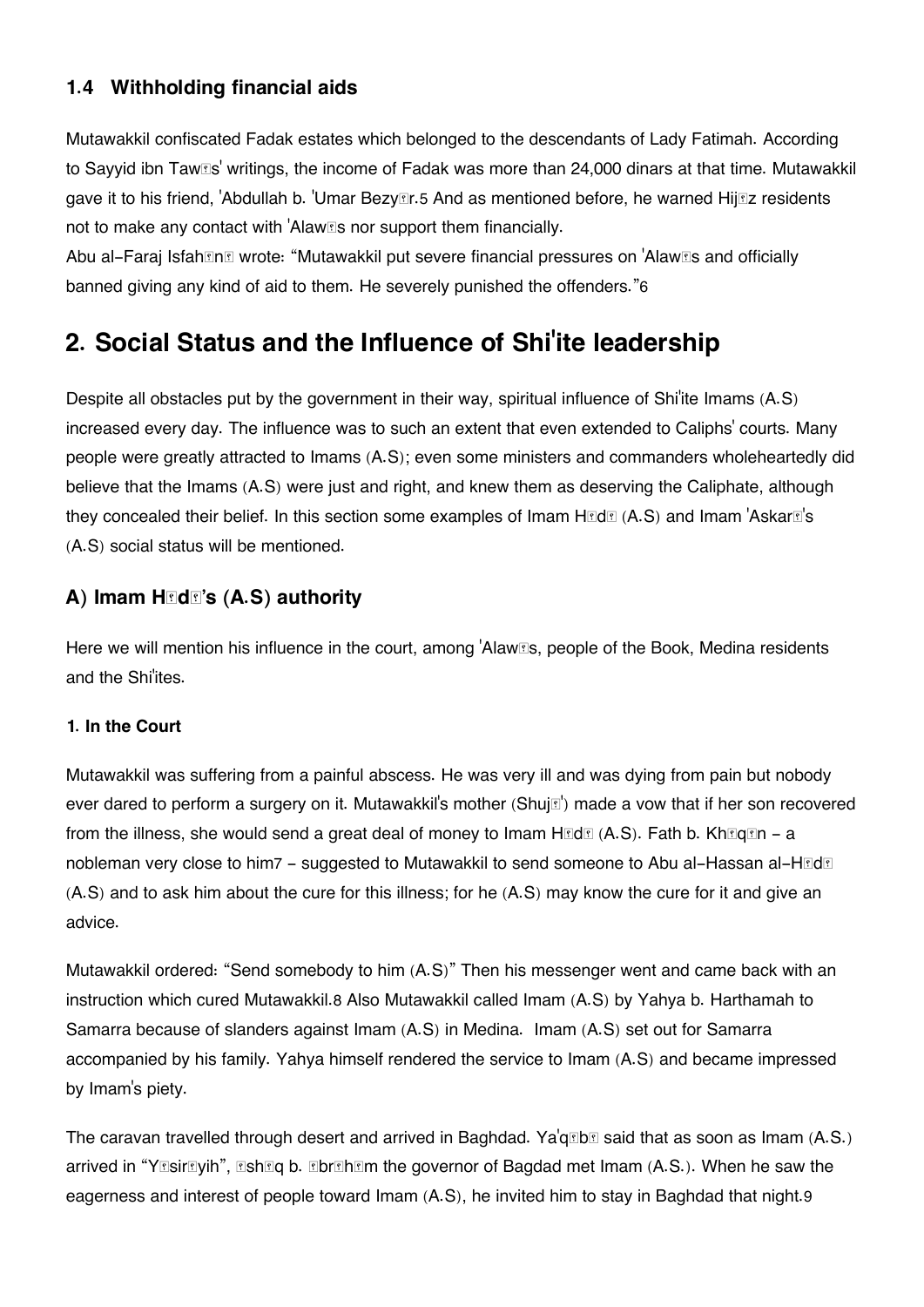### 1.4 Withholding financial aids

Mutawakkil confiscated Fadak estates which belonged to the descendants of Lady Fatimah. According to Sayyid ibn Tawūs' writings, the income of Fadak was more than 24,000 dinars at that time. Mutawakkil gave it to his friend, 'Abdullah b. 'Umar Bezyār.[5] And as mentioned before, he warned Hijāz residents not to make any contact with 'Alawīs nor support them financially.

Abu al-Faraj Isfahānī wrote: "Mutawakkil put severe financial pressures on 'Alawīs and officially banned giving any kind of aid to them. He severely punished the offenders."[6]

## 2. Social Status and the Influence of Shi'ite leadership

Despite all obstacles put by the government in their way, spiritual influence of Shi'ite Imams (A.S) increased every day. The influence was to such an extent that even extended to Caliphs' courts. Many people were greatly attracted to Imams (A.S); even some ministers and commanders wholeheartedly did believe that the Imams (A.S) were just and right, and knew them as deserving the Caliphate, although they concealed their belief. In this section some examples of Imam Hādī (A.S) and Imam 'Askarī's (A.S) social status will be mentioned.

### A) Imam Hādī's (A.S) authority

Here we will mention his influence in the court, among 'Alawīs, people of the Book, Medina residents and the Shi'ites.

#### 1. In the Court

Mutawakkil was suffering from a painful abscess. He was very ill and was dying from pain but nobody ever dared to perform a surgery on it. Mutawakkil's mother (Shujā') made a vow that if her son recovered from the illness, she would send a great deal of money to Imam Hādī (A.S). Fath b. Khāqān - a nobleman very close to him[7] - suggested to Mutawakkil to send someone to Abu al-Hassan al-Hādī (A.S) and to ask him about the cure for this illness; for he (A.S) may know the cure for it and give an advice.

Mutawakkil ordered: "Send somebody to him (A.S)" Then his messenger went and came back with an instruction which cured Mutawakkil.[8] Also Mutawakkil called Imam (A.S) by Yahya b. Harthamah to Samarra because of slanders against Imam (A.S) in Medina. Imam (A.S) set out for Samarra accompanied by his family. Yahya himself rendered the service to Imam (A.S) and became impressed by Imam's piety.

The caravan travelled through desert and arrived in Baghdad. Ya'qūbī said that as soon as Imam (A.S.) arrived in "Yāsirīyih", Īshāq b. Ībrāhīm the governor of Bagdad met Imam (A.S.). When he saw the eagerness and interest of people toward Imam (A.S), he invited him to stay in Baghdad that night.[9]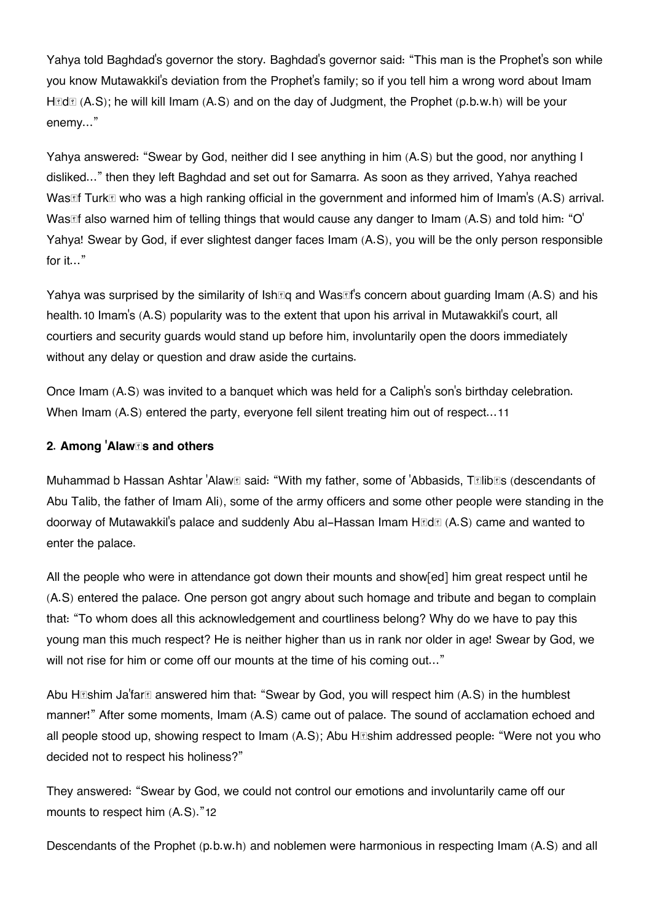Yahya told Baghdad's governor the story. Baghdad's governor said: "This man is the Prophet's son while you know Mutawakkil's deviation from the Prophet's family; so if you tell him a wrong word about Imam Hādī (A.S); he will kill Imam (A.S) and on the day of Judgment, the Prophet (p.b.w.h) will be your enemy..."

Yahya answered: "Swear by God, neither did I see anything in him (A.S) but the good, nor anything I disliked..." then they left Baghdad and set out for Samarra. As soon as they arrived, Yahya reached Wasīf Turkī who was a high ranking official in the government and informed him of Imam's (A.S) arrival. Wasīf also warned him of telling things that would cause any danger to Imam (A.S) and told him: "O' Yahya! Swear by God, if ever slightest danger faces Imam (A.S), you will be the only person responsible for it..."

Yahya was surprised by the similarity of Ishāq and Wasīf's concern about guarding Imam (A.S) and his health.[10] Imam's (A.S) popularity was to the extent that upon his arrival in Mutawakkil's court, all courtiers and security guards would stand up before him, involuntarily open the doors immediately without any delay or question and draw aside the curtains.

Once Imam (A.S) was invited to a banquet which was held for a Caliph's son's birthday celebration. When Imam (A.S) entered the party, everyone fell silent treating him out of respect...[11]

### 2. Among 'Alawīs and others

Muhammad b Hassan Ashtar 'Alawī said: "With my father, some of 'Abbasids, Tālibīs (descendants of Abu Talib, the father of Imam Ali), some of the army officers and some other people were standing in the doorway of Mutawakkil's palace and suddenly Abu al-Hassan Imam Hādī (A.S) came and wanted to enter the palace.

All the people who were in attendance got down their mounts and show[ed] him great respect until he (A.S) entered the palace. One person got angry about such homage and tribute and began to complain that: "To whom does all this acknowledgement and courtliness belong? Why do we have to pay this young man this much respect? He is neither higher than us in rank nor older in age! Swear by God, we will not rise for him or come off our mounts at the time of his coming out..."

Abu Hāshim Ja'farī answered him that: "Swear by God, you will respect him (A.S) in the humblest manner!" After some moments, Imam (A.S) came out of palace. The sound of acclamation echoed and all people stood up, showing respect to Imam (A.S); Abu Hāshim addressed people: "Were not you who decided not to respect his holiness?"

They answered: "Swear by God, we could not control our emotions and involuntarily came off our mounts to respect him (A.S)."[12]

Descendants of the Prophet (p.b.w.h) and noblemen were harmonious in respecting Imam (A.S) and all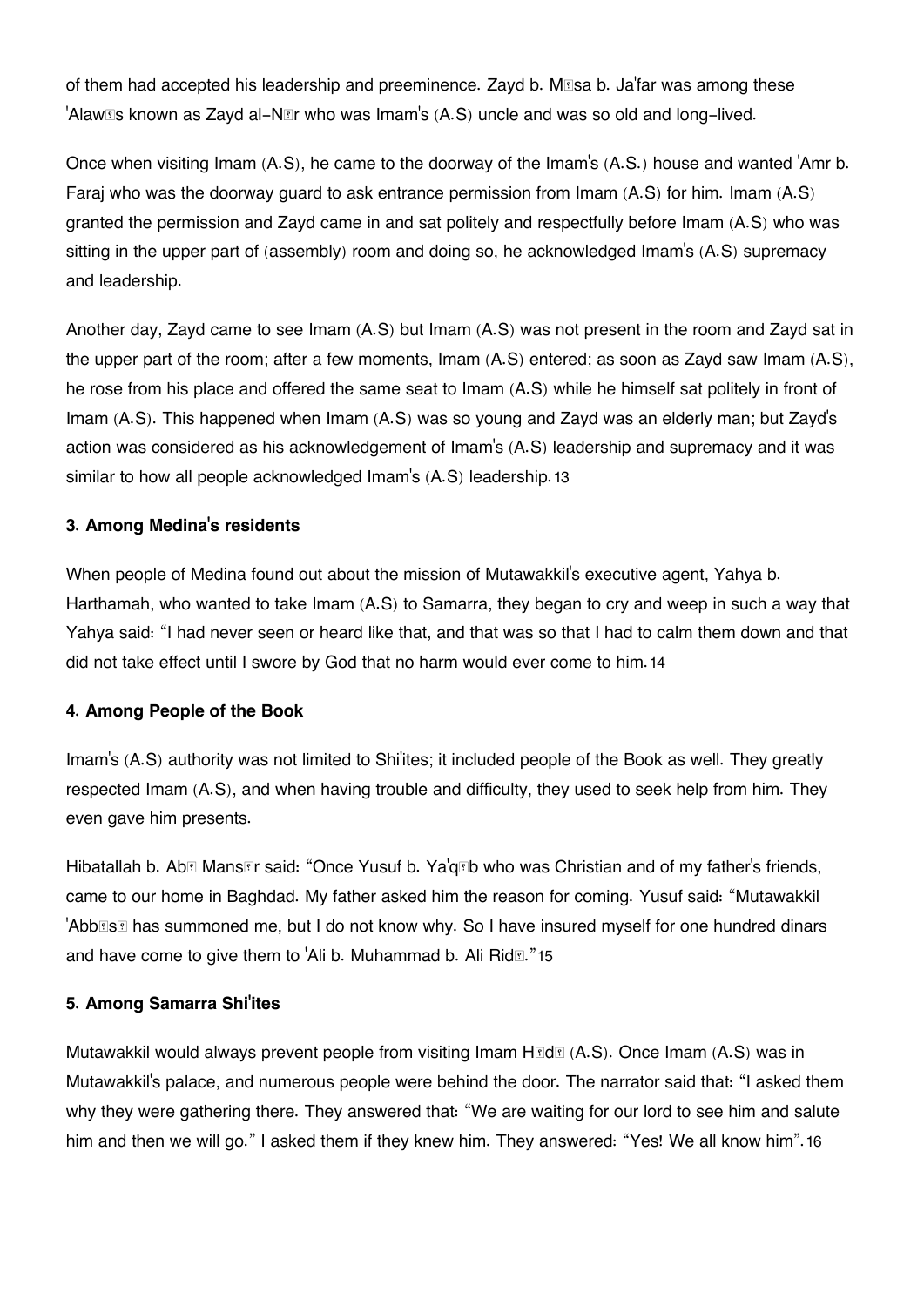of them had accepted his leadership and preeminence. Zayd b. M�sa b. Ja'far was among these 'Alaw�s known as Zayd al-N�r who was Imam's (A.S) uncle and was so old and long-lived.

Once when visiting Imam (A.S), he came to the doorway of the Imam's (A.S.) house and wanted 'Amr b. Faraj who was the doorway guard to ask entrance permission from Imam (A.S) for him. Imam (A.S) granted the permission and Zayd came in and sat politely and respectfully before Imam (A.S) who was sitting in the upper part of (assembly) room and doing so, he acknowledged Imam's (A.S) supremacy and leadership.

Another day, Zayd came to see Imam (A.S) but Imam (A.S) was not present in the room and Zayd sat in the upper part of the room; after a few moments, Imam (A.S) entered; as soon as Zayd saw Imam (A.S), he rose from his place and offered the same seat to Imam (A.S) while he himself sat politely in front of Imam (A.S). This happened when Imam (A.S) was so young and Zayd was an elderly man; but Zayd's action was considered as his acknowledgement of Imam's (A.S) leadership and supremacy and it was similar to how all people acknowledged Imam's (A.S) leadership.[13]

### 3. Among Medina's residents

When people of Medina found out about the mission of Mutawakkil's executive agent, Yahya b. Harthamah, who wanted to take Imam (A.S) to Samarra, they began to cry and weep in such a way that Yahya said: "I had never seen or heard like that, and that was so that I had to calm them down and that did not take effect until I swore by God that no harm would ever come to him.[14]

### 4. Among People of the Book

Imam's (A.S) authority was not limited to Shi'ites; it included people of the Book as well. They greatly respected Imam (A.S), and when having trouble and difficulty, they used to seek help from him. They even gave him presents.

Hibatallah b. Ab� Mans�r said: "Once Yusuf b. Ya'q�b who was Christian and of my father's friends, came to our home in Baghdad. My father asked him the reason for coming. Yusuf said: "Mutawakkil 'Abb�s� has summoned me, but I do not know why. So I have insured myself for one hundred dinars and have come to give them to 'Ali b. Muhammad b. Ali Rid�."[15]

### 5. Among Samarra Shi'ites

Mutawakkil would always prevent people from visiting Imam H�d� (A.S). Once Imam (A.S) was in Mutawakkil's palace, and numerous people were behind the door. The narrator said that: "I asked them why they were gathering there. They answered that: "We are waiting for our lord to see him and salute him and then we will go." I asked them if they knew him. They answered: "Yes! We all know him".[16]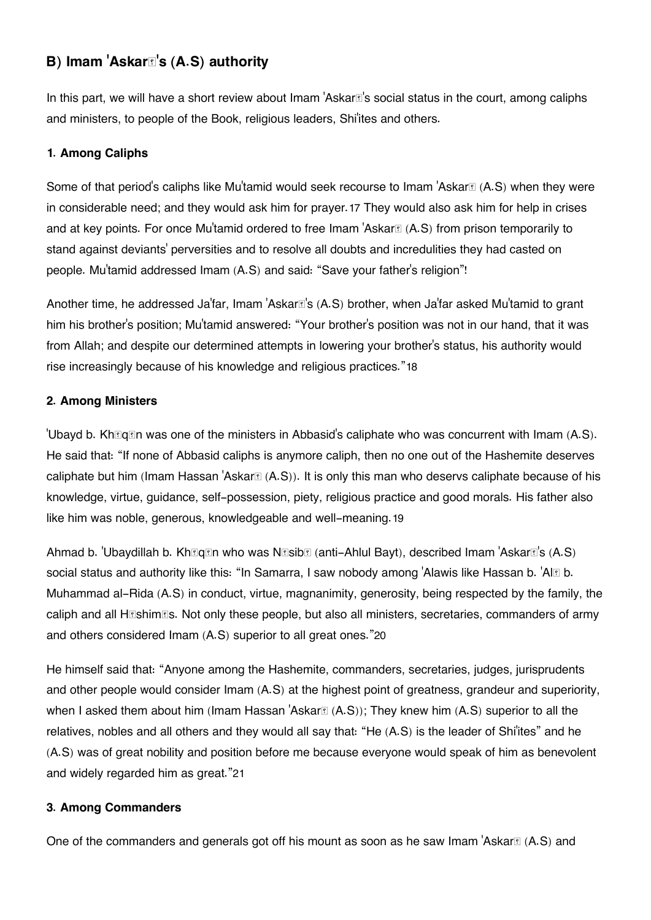## B) Imam 'Askarī's (A.S) authority

In this part, we will have a short review about Imam 'Askarī's social status in the court, among caliphs and ministers, to people of the Book, religious leaders, Shi'ites and others.

### 1. Among Caliphs

Some of that period's caliphs like Mu'tamid would seek recourse to Imam 'Askarī (A.S) when they were in considerable need; and they would ask him for prayer.[17] They would also ask him for help in crises and at key points. For once Mu'tamid ordered to free Imam 'Askarī (A.S) from prison temporarily to stand against deviants' perversities and to resolve all doubts and incredulities they had casted on people. Mu'tamid addressed Imam (A.S) and said: "Save your father's religion"!

Another time, he addressed Ja'far, Imam 'Askarī's (A.S) brother, when Ja'far asked Mu'tamid to grant him his brother's position; Mu'tamid answered: "Your brother's position was not in our hand, that it was from Allah; and despite our determined attempts in lowering your brother's status, his authority would rise increasingly because of his knowledge and religious practices."[18]

### 2. Among Ministers

'Ubayd b. Khāqān was one of the ministers in Abbasid's caliphate who was concurrent with Imam (A.S). He said that: "If none of Abbasid caliphs is anymore caliph, then no one out of the Hashemite deserves caliphate but him (Imam Hassan 'Askarī (A.S)). It is only this man who deservs caliphate because of his knowledge, virtue, guidance, self-possession, piety, religious practice and good morals. His father also like him was noble, generous, knowledgeable and well-meaning.[19]

Ahmad b. 'Ubaydillah b. Khāqān who was Nāsibī (anti-Ahlul Bayt), described Imam 'Askarī's (A.S) social status and authority like this: "In Samarra, I saw nobody among 'Alawis like Hassan b. 'Alī b. Muhammad al-Rida (A.S) in conduct, virtue, magnanimity, generosity, being respected by the family, the caliph and all Hāshimīs. Not only these people, but also all ministers, secretaries, commanders of army and others considered Imam (A.S) superior to all great ones."[20]

He himself said that: "Anyone among the Hashemite, commanders, secretaries, judges, jurisprudents and other people would consider Imam (A.S) at the highest point of greatness, grandeur and superiority, when I asked them about him (Imam Hassan 'Askarī (A.S)); They knew him (A.S) superior to all the relatives, nobles and all others and they would all say that: "He (A.S) is the leader of Shi'ites" and he (A.S) was of great nobility and position before me because everyone would speak of him as benevolent and widely regarded him as great."[21]

### 3. Among Commanders

One of the commanders and generals got off his mount as soon as he saw Imam 'Askarī (A.S) and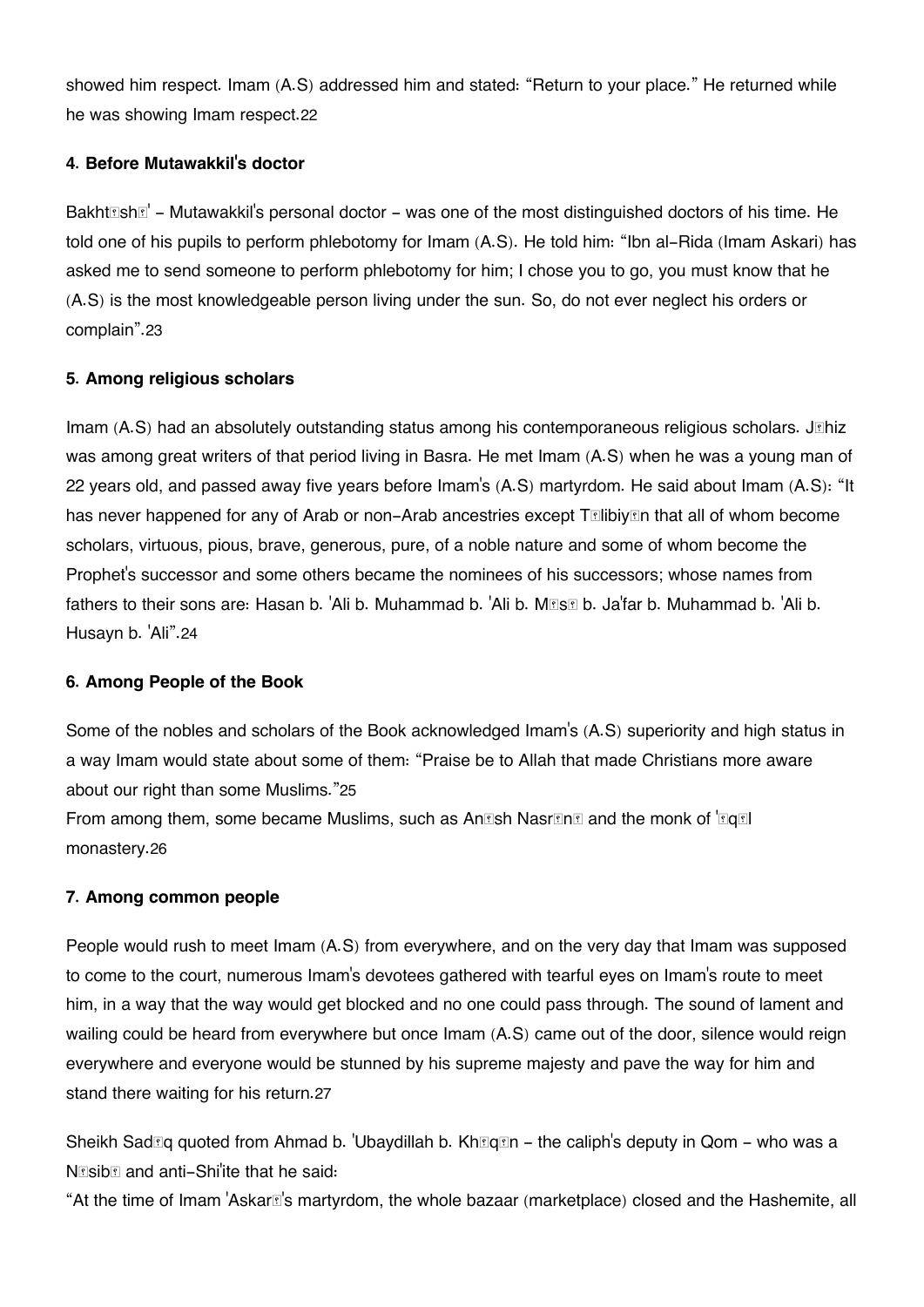showed him respect. Imam (A.S) addressed him and stated: "Return to your place." He returned while he was showing Imam respect.[22]

#### 4. Before Mutawakkil's doctor

Bakhtīshū' - Mutawakkil's personal doctor - was one of the most distinguished doctors of his time. He told one of his pupils to perform phlebotomy for Imam (A.S). He told him: "Ibn al-Rida (Imam Askari) has asked me to send someone to perform phlebotomy for him; I chose you to go, you must know that he (A.S) is the most knowledgeable person living under the sun. So, do not ever neglect his orders or complain".[23]

#### 5. Among religious scholars

Imam (A.S) had an absolutely outstanding status among his contemporaneous religious scholars. Jāhiz was among great writers of that period living in Basra. He met Imam (A.S) when he was a young man of 22 years old, and passed away five years before Imam's (A.S) martyrdom. He said about Imam (A.S): "It has never happened for any of Arab or non-Arab ancestries except Tālibiyān that all of whom become scholars, virtuous, pious, brave, generous, pure, of a noble nature and some of whom become the Prophet's successor and some others became the nominees of his successors; whose names from fathers to their sons are: Hasan b. 'Ali b. Muhammad b. 'Ali b. Mūsā b. Ja'far b. Muhammad b. 'Ali b. Husayn b. 'Ali".[24]

#### 6. Among People of the Book

Some of the nobles and scholars of the Book acknowledged Imam's (A.S) superiority and high status in a way Imam would state about some of them: "Praise be to Allah that made Christians more aware about our right than some Muslims."[25]
From among them, some became Muslims, such as Anīsh Nasrānī and the monk of 'Āqūl monastery.[26]

#### 7. Among common people

People would rush to meet Imam (A.S) from everywhere, and on the very day that Imam was supposed to come to the court, numerous Imam's devotees gathered with tearful eyes on Imam's route to meet him, in a way that the way would get blocked and no one could pass through. The sound of lament and wailing could be heard from everywhere but once Imam (A.S) came out of the door, silence would reign everywhere and everyone would be stunned by his supreme majesty and pave the way for him and stand there waiting for his return.[27]

Sheikh Sadūq quoted from Ahmad b. 'Ubaydillah b. Khāqān - the caliph's deputy in Qom - who was a Nāsibī and anti-Shi'ite that he said:
"At the time of Imam 'Askarī's martyrdom, the whole bazaar (marketplace) closed and the Hashemite, all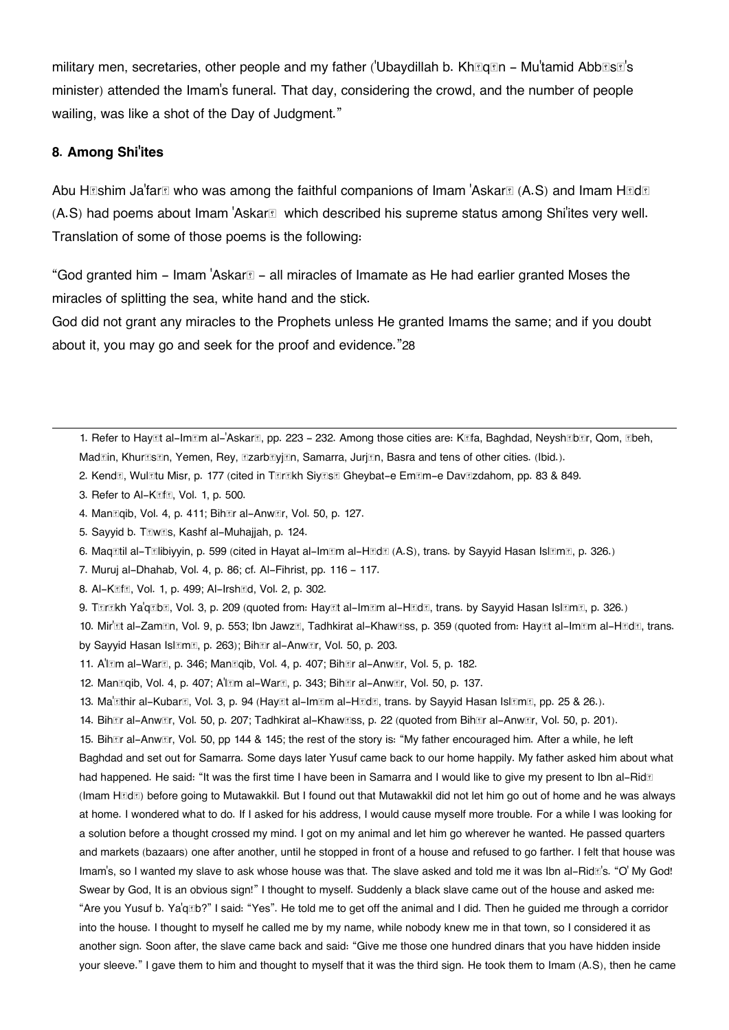military men, secretaries, other people and my father ('Ubaydillah b. Kh�q�n - Mu'tamid Abb�s�'s minister) attended the Imam's funeral. That day, considering the crowd, and the number of people wailing, was like a shot of the Day of Judgment."

## 8. Among Shi'ites

Abu H�shim Ja'far� who was among the faithful companions of Imam 'Askar� (A.S) and Imam H�d� (A.S) had poems about Imam 'Askar� which described his supreme status among Shi'ites very well. Translation of some of those poems is the following:

"God granted him - Imam 'Askar� - all miracles of Imamate as He had earlier granted Moses the miracles of splitting the sea, white hand and the stick.
God did not grant any miracles to the Prophets unless He granted Imams the same; and if you doubt about it, you may go and seek for the proof and evidence."28

---

1. Refer to Hay�t al-Im�m al-'Askar�, pp. 223 - 232. Among those cities are: K�fa, Baghdad, Neysh�b�r, Qom, �beh, Mad�in, Khur�s�n, Yemen, Rey, �zarb�yj�n, Samarra, Jurj�n, Basra and tens of other cities. (Ibid.).
2. Kend�, Wul�tu Misr, p. 177 (cited in T�r�kh Siy�s� Gheybat-e Em�m-e Dav�zdahom, pp. 83 & 849.
3. Refer to Al-K�f�, Vol. 1, p. 500.
4. Man�qib, Vol. 4, p. 411; Bih�r al-Anw�r, Vol. 50, p. 127.
5. Sayyid b. T�w�s, Kashf al-Muhajjah, p. 124.
6. Maq�til al-T�libiyyin, p. 599 (cited in Hayat al-Im�m al-H�d� (A.S), trans. by Sayyid Hasan Isl�m�, p. 326.)
7. Muruj al-Dhahab, Vol. 4, p. 86; cf. Al-Fihrist, pp. 116 - 117.
8. Al-K�f�, Vol. 1, p. 499; Al-Irsh�d, Vol. 2, p. 302.
9. T�r�kh Ya'q�b�, Vol. 3, p. 209 (quoted from: Hay�t al-Im�m al-H�d�, trans. by Sayyid Hasan Isl�m�, p. 326.)
10. Mir'�t al-Zam�n, Vol. 9, p. 553; Ibn Jawz�, Tadhkirat al-Khaw�ss, p. 359 (quoted from: Hay�t al-Im�m al-H�d�, trans. by Sayyid Hasan Isl�m�, p. 263); Bih�r al-Anw�r, Vol. 50, p. 203.
11. A'l�m al-War�, p. 346; Man�qib, Vol. 4, p. 407; Bih�r al-Anw�r, Vol. 5, p. 182.
12. Man�qib, Vol. 4, p. 407; A'l�m al-War�, p. 343; Bih�r al-Anw�r, Vol. 50, p. 137.
13. Ma'�thir al-Kubar�, Vol. 3, p. 94 (Hay�t al-Im�m al-H�d�, trans. by Sayyid Hasan Isl�m�, pp. 25 & 26.).
14. Bih�r al-Anw�r, Vol. 50, p. 207; Tadhkirat al-Khaw�ss, p. 22 (quoted from Bih�r al-Anw�r, Vol. 50, p. 201).
15. Bih�r al-Anw�r, Vol. 50, pp 144 & 145; the rest of the story is: "My father encouraged him. After a while, he left Baghdad and set out for Samarra. Some days later Yusuf came back to our home happily. My father asked him about what had happened. He said: "It was the first time I have been in Samarra and I would like to give my present to Ibn al-Rid� (Imam H�d�) before going to Mutawakkil. But I found out that Mutawakkil did not let him go out of home and he was always at home. I wondered what to do. If I asked for his address, I would cause myself more trouble. For a while I was looking for a solution before a thought crossed my mind. I got on my animal and let him go wherever he wanted. He passed quarters and markets (bazaars) one after another, until he stopped in front of a house and refused to go farther. I felt that house was Imam's, so I wanted my slave to ask whose house was that. The slave asked and told me it was Ibn al-Rid�'s. "O' My God! Swear by God, It is an obvious sign!" I thought to myself. Suddenly a black slave came out of the house and asked me: "Are you Yusuf b. Ya'q�b?" I said: "Yes". He told me to get off the animal and I did. Then he guided me through a corridor into the house. I thought to myself he called me by my name, while nobody knew me in that town, so I considered it as another sign. Soon after, the slave came back and said: "Give me those one hundred dinars that you have hidden inside your sleeve." I gave them to him and thought to myself that it was the third sign. He took them to Imam (A.S), then he came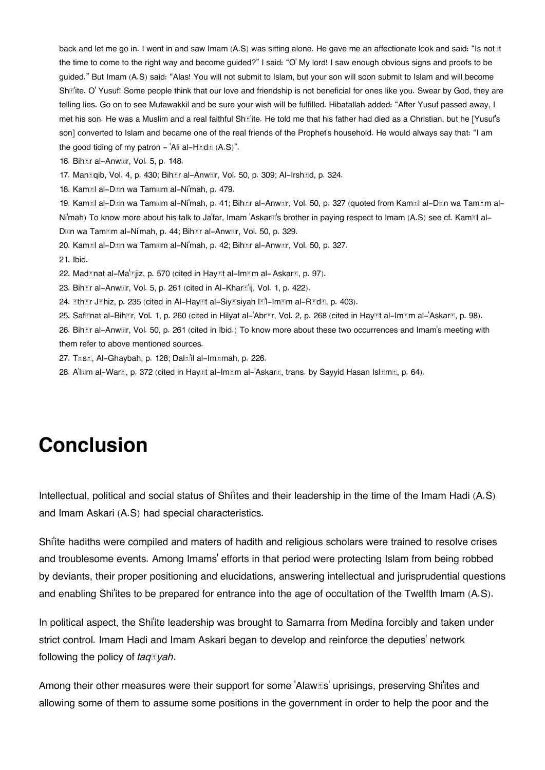back and let me go in. I went in and saw Imam (A.S) was sitting alone. He gave me an affectionate look and said: "Is not it the time to come to the right way and become guided?" I said: "O' My lord! I saw enough obvious signs and proofs to be guided." But Imam (A.S) said: "Alas! You will not submit to Islam, but your son will soon submit to Islam and will become Shī'ite. O' Yusuf! Some people think that our love and friendship is not beneficial for ones like you. Swear by God, they are telling lies. Go on to see Mutawakkil and be sure your wish will be fulfilled. Hibatallah added: "After Yusuf passed away, I met his son. He was a Muslim and a real faithful Shī'ite. He told me that his father had died as a Christian, but he [Yusuf's son] converted to Islam and became one of the real friends of the Prophet's household. He would always say that: "I am the good tiding of my patron - 'Ali al-Hādī (A.S)".

16. Bihār al-Anwār, Vol. 5, p. 148.

17. Manāqib, Vol. 4, p. 430; Bihār al-Anwār, Vol. 50, p. 309; Al-Irshād, p. 324.

18. Kamāl al-Dīn wa Tamām al-Ni'mah, p. 479.

19. Kamāl al-Dīn wa Tamām al-Ni'mah, p. 41; Bihār al-Anwār, Vol. 50, p. 327 (quoted from Kamāl al-Dīn wa Tamām al-Ni'mah) To know more about his talk to Ja'far, Imam 'Askarī's brother in paying respect to Imam (A.S) see cf. Kamāl al-Dīn wa Tamām al-Ni'mah, p. 44; Bihār al-Anwār, Vol. 50, p. 329.

20. Kamāl al-Dīn wa Tamām al-Ni'mah, p. 42; Bihār al-Anwār, Vol. 50, p. 327.

21. Ibid.

22. Madīnat al-Ma'ājiz, p. 570 (cited in Hayāt al-Imām al-'Askarī, p. 97).

23. Bihār al-Anwār, Vol. 5, p. 261 (cited in Al-Kharā'ij, Vol. 1, p. 422).

24. Āthār Jāhiz, p. 235 (cited in Al-Hayāt al-Siyāsiyah lī'l-Imām al-Rīdā, p. 403).

25. Safīnat al-Bihār, Vol. 1, p. 260 (cited in Hilyat al-'Abrār, Vol. 2, p. 268 (cited in Hayāt al-Imām al-'Askarī, p. 98).

26. Bihār al-Anwār, Vol. 50, p. 261 (cited in Ibid.) To know more about these two occurrences and Imam's meeting with them refer to above mentioned sources.

27. Tūsī, Al-Ghaybah, p. 128; Dalā'il al-Imāmah, p. 226.

28. A'lām al-Warā, p. 372 (cited in Hayāt al-Imām al-'Askarī, trans. by Sayyid Hasan Islāmī, p. 64).

# Conclusion

Intellectual, political and social status of Shi'ites and their leadership in the time of the Imam Hadi (A.S) and Imam Askari (A.S) had special characteristics.

Shi'ite hadiths were compiled and maters of hadith and religious scholars were trained to resolve crises and troublesome events. Among Imams' efforts in that period were protecting Islam from being robbed by deviants, their proper positioning and elucidations, answering intellectual and jurisprudential questions and enabling Shi'ites to be prepared for entrance into the age of occultation of the Twelfth Imam (A.S).

In political aspect, the Shi'ite leadership was brought to Samarra from Medina forcibly and taken under strict control. Imam Hadi and Imam Askari began to develop and reinforce the deputies' network following the policy of *taqīyah*.

Among their other measures were their support for some 'Alawīs' uprisings, preserving Shi'ites and allowing some of them to assume some positions in the government in order to help the poor and the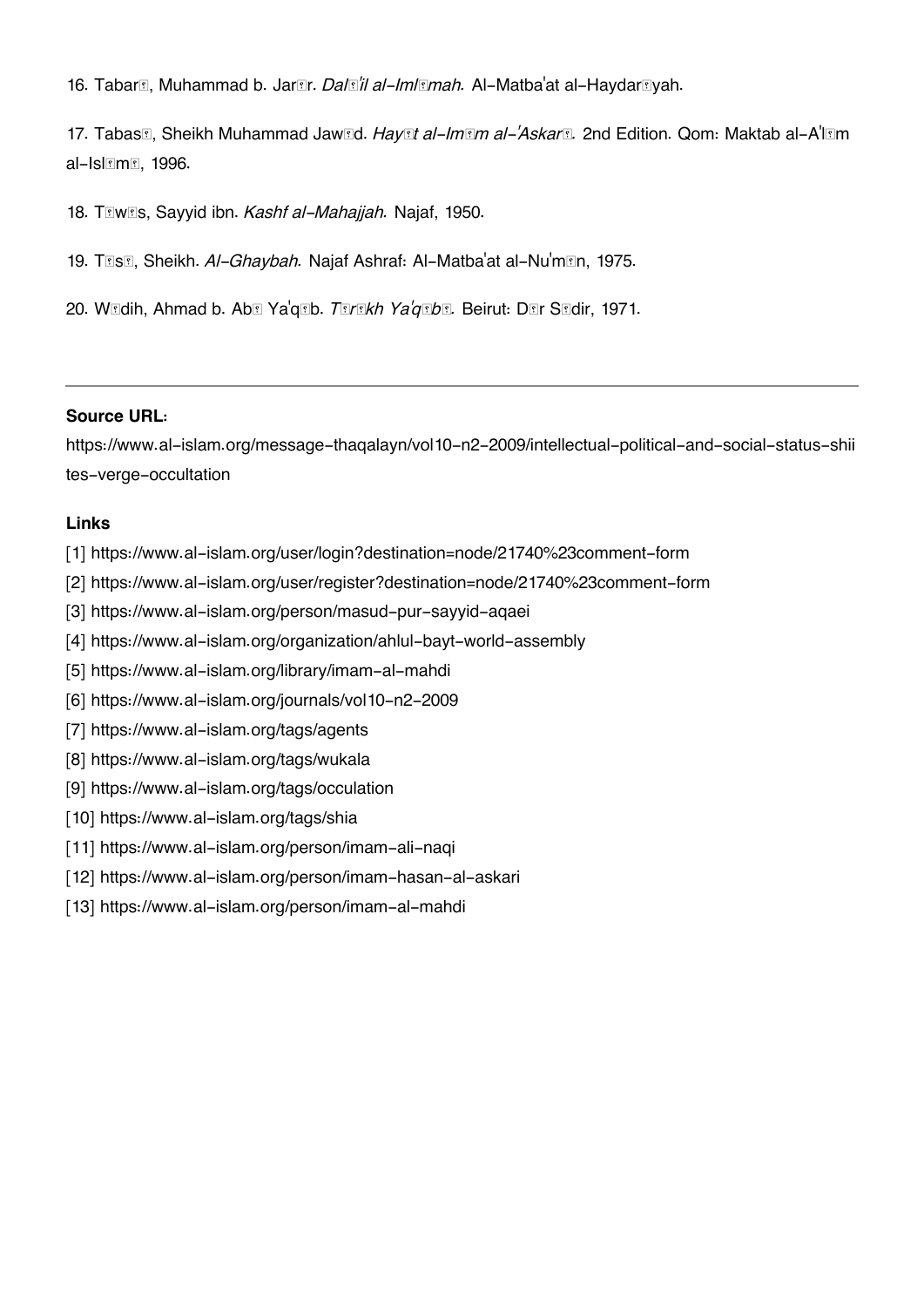16. Tabarī, Muhammad b. Jarīr. *Dalāʾil al-Imāmah.* Al-Matbaʿat al-Haydarīyah.

17. Tabasī, Sheikh Muhammad Jawād. *Hayāt al-Imām al-ʿAskarī.* 2nd Edition. Qom: Maktab al-Aʿlām al-Islāmī, 1996.

18. Tāwūs, Sayyid ibn. *Kashf al-Mahajjah.* Najaf, 1950.

19. Tūsī, Sheikh. *Al-Ghaybah.* Najaf Ashraf: Al-Matbaʿat al-Nuʿmān, 1975.

20. Wādih, Ahmad b. Abī Yaʿqūb. *Tārīkh Yaʿqūbī.* Beirut: Dār Sādir, 1971.

---

**Source URL:**
https://www.al-islam.org/message-thaqalayn/vol10-n2-2009/intellectual-political-and-social-status-shiites-verge-occultation

**Links**
[1] https://www.al-islam.org/user/login?destination=node/21740%23comment-form
[2] https://www.al-islam.org/user/register?destination=node/21740%23comment-form
[3] https://www.al-islam.org/person/masud-pur-sayyid-aqaei
[4] https://www.al-islam.org/organization/ahlul-bayt-world-assembly
[5] https://www.al-islam.org/library/imam-al-mahdi
[6] https://www.al-islam.org/journals/vol10-n2-2009
[7] https://www.al-islam.org/tags/agents
[8] https://www.al-islam.org/tags/wukala
[9] https://www.al-islam.org/tags/occulation
[10] https://www.al-islam.org/tags/shia
[11] https://www.al-islam.org/person/imam-ali-naqi
[12] https://www.al-islam.org/person/imam-hasan-al-askari
[13] https://www.al-islam.org/person/imam-al-mahdi